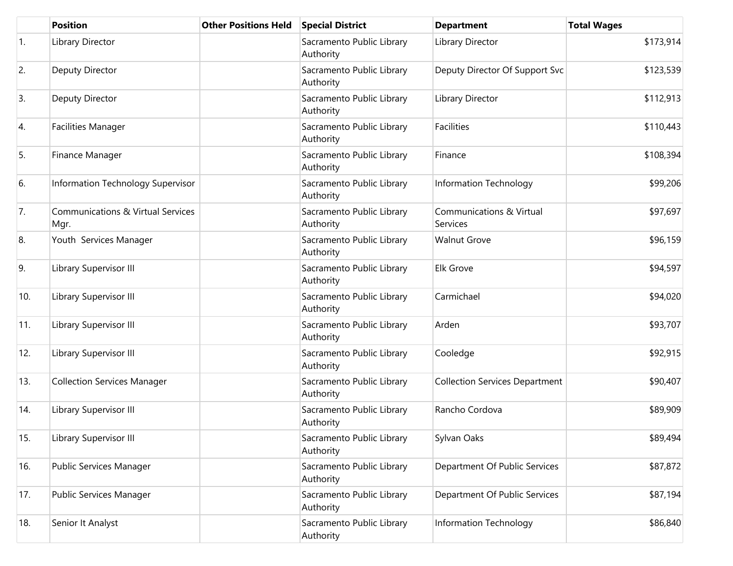| | Position | Other Positions Held | Special District | Department | Total Wages |
|---|---|---|---|---|---|
| 1. | Library Director | | Sacramento Public Library Authority | Library Director | $173,914 |
| 2. | Deputy Director | | Sacramento Public Library Authority | Deputy Director Of Support Svc | $123,539 |
| 3. | Deputy Director | | Sacramento Public Library Authority | Library Director | $112,913 |
| 4. | Facilities Manager | | Sacramento Public Library Authority | Facilities | $110,443 |
| 5. | Finance Manager | | Sacramento Public Library Authority | Finance | $108,394 |
| 6. | Information Technology Supervisor | | Sacramento Public Library Authority | Information Technology | $99,206 |
| 7. | Communications & Virtual Services Mgr. | | Sacramento Public Library Authority | Communications & Virtual Services | $97,697 |
| 8. | Youth  Services Manager | | Sacramento Public Library Authority | Walnut Grove | $96,159 |
| 9. | Library Supervisor III | | Sacramento Public Library Authority | Elk Grove | $94,597 |
| 10. | Library Supervisor III | | Sacramento Public Library Authority | Carmichael | $94,020 |
| 11. | Library Supervisor III | | Sacramento Public Library Authority | Arden | $93,707 |
| 12. | Library Supervisor III | | Sacramento Public Library Authority | Cooledge | $92,915 |
| 13. | Collection Services Manager | | Sacramento Public Library Authority | Collection Services Department | $90,407 |
| 14. | Library Supervisor III | | Sacramento Public Library Authority | Rancho Cordova | $89,909 |
| 15. | Library Supervisor III | | Sacramento Public Library Authority | Sylvan Oaks | $89,494 |
| 16. | Public Services Manager | | Sacramento Public Library Authority | Department Of Public Services | $87,872 |
| 17. | Public Services Manager | | Sacramento Public Library Authority | Department Of Public Services | $87,194 |
| 18. | Senior It Analyst | | Sacramento Public Library Authority | Information Technology | $86,840 |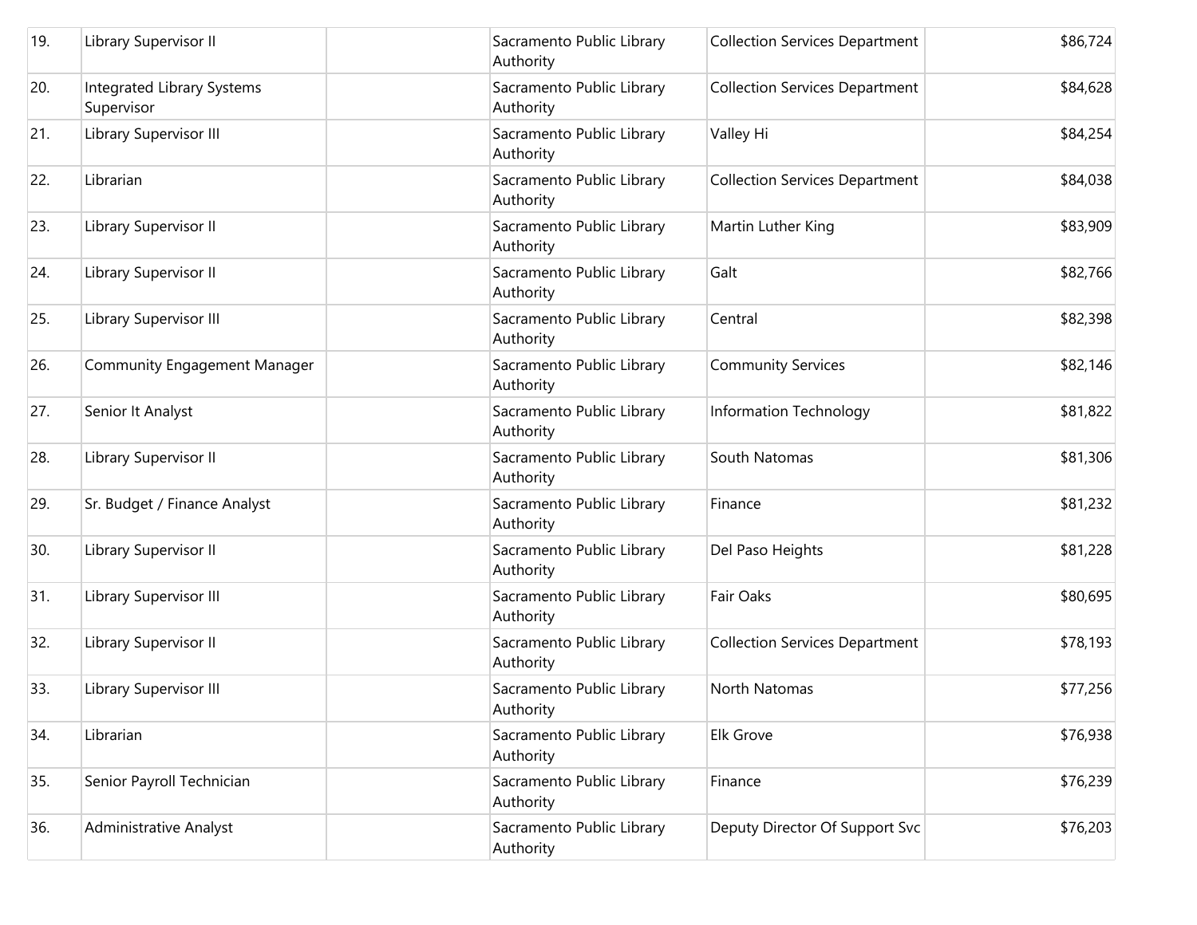| | | | | | |
|---|---|---|---|---|---|
| 19. | Library Supervisor II | | Sacramento Public Library Authority | Collection Services Department | $86,724 |
| 20. | Integrated Library Systems Supervisor | | Sacramento Public Library Authority | Collection Services Department | $84,628 |
| 21. | Library Supervisor III | | Sacramento Public Library Authority | Valley Hi | $84,254 |
| 22. | Librarian | | Sacramento Public Library Authority | Collection Services Department | $84,038 |
| 23. | Library Supervisor II | | Sacramento Public Library Authority | Martin Luther King | $83,909 |
| 24. | Library Supervisor II | | Sacramento Public Library Authority | Galt | $82,766 |
| 25. | Library Supervisor III | | Sacramento Public Library Authority | Central | $82,398 |
| 26. | Community Engagement Manager | | Sacramento Public Library Authority | Community Services | $82,146 |
| 27. | Senior It Analyst | | Sacramento Public Library Authority | Information Technology | $81,822 |
| 28. | Library Supervisor II | | Sacramento Public Library Authority | South Natomas | $81,306 |
| 29. | Sr. Budget / Finance Analyst | | Sacramento Public Library Authority | Finance | $81,232 |
| 30. | Library Supervisor II | | Sacramento Public Library Authority | Del Paso Heights | $81,228 |
| 31. | Library Supervisor III | | Sacramento Public Library Authority | Fair Oaks | $80,695 |
| 32. | Library Supervisor II | | Sacramento Public Library Authority | Collection Services Department | $78,193 |
| 33. | Library Supervisor III | | Sacramento Public Library Authority | North Natomas | $77,256 |
| 34. | Librarian | | Sacramento Public Library Authority | Elk Grove | $76,938 |
| 35. | Senior Payroll Technician | | Sacramento Public Library Authority | Finance | $76,239 |
| 36. | Administrative Analyst | | Sacramento Public Library Authority | Deputy Director Of Support Svc | $76,203 |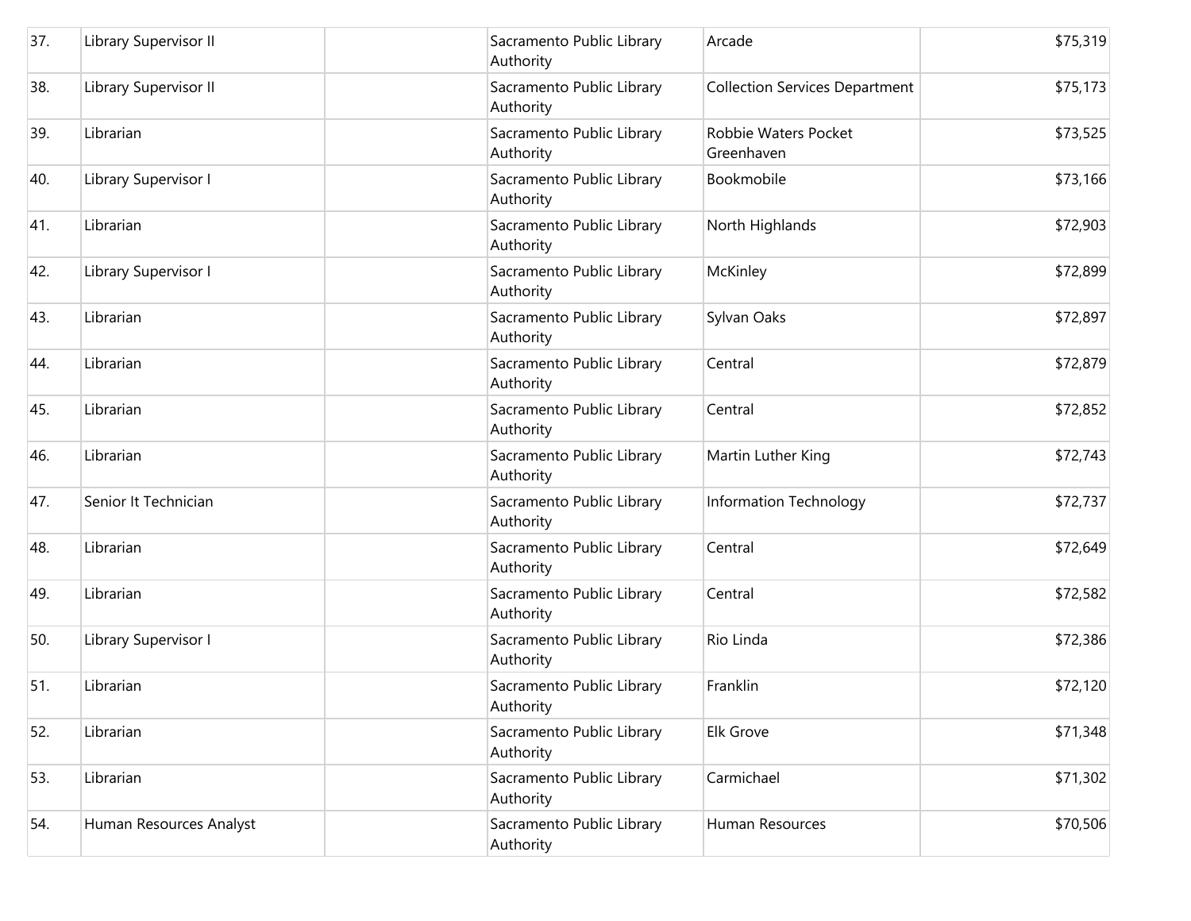| | | | | | |
|---|---|---|---|---|---|
| 37. | Library Supervisor II | | Sacramento Public Library Authority | Arcade | $75,319 |
| 38. | Library Supervisor II | | Sacramento Public Library Authority | Collection Services Department | $75,173 |
| 39. | Librarian | | Sacramento Public Library Authority | Robbie Waters Pocket Greenhaven | $73,525 |
| 40. | Library Supervisor I | | Sacramento Public Library Authority | Bookmobile | $73,166 |
| 41. | Librarian | | Sacramento Public Library Authority | North Highlands | $72,903 |
| 42. | Library Supervisor I | | Sacramento Public Library Authority | McKinley | $72,899 |
| 43. | Librarian | | Sacramento Public Library Authority | Sylvan Oaks | $72,897 |
| 44. | Librarian | | Sacramento Public Library Authority | Central | $72,879 |
| 45. | Librarian | | Sacramento Public Library Authority | Central | $72,852 |
| 46. | Librarian | | Sacramento Public Library Authority | Martin Luther King | $72,743 |
| 47. | Senior It Technician | | Sacramento Public Library Authority | Information Technology | $72,737 |
| 48. | Librarian | | Sacramento Public Library Authority | Central | $72,649 |
| 49. | Librarian | | Sacramento Public Library Authority | Central | $72,582 |
| 50. | Library Supervisor I | | Sacramento Public Library Authority | Rio Linda | $72,386 |
| 51. | Librarian | | Sacramento Public Library Authority | Franklin | $72,120 |
| 52. | Librarian | | Sacramento Public Library Authority | Elk Grove | $71,348 |
| 53. | Librarian | | Sacramento Public Library Authority | Carmichael | $71,302 |
| 54. | Human Resources Analyst | | Sacramento Public Library Authority | Human Resources | $70,506 |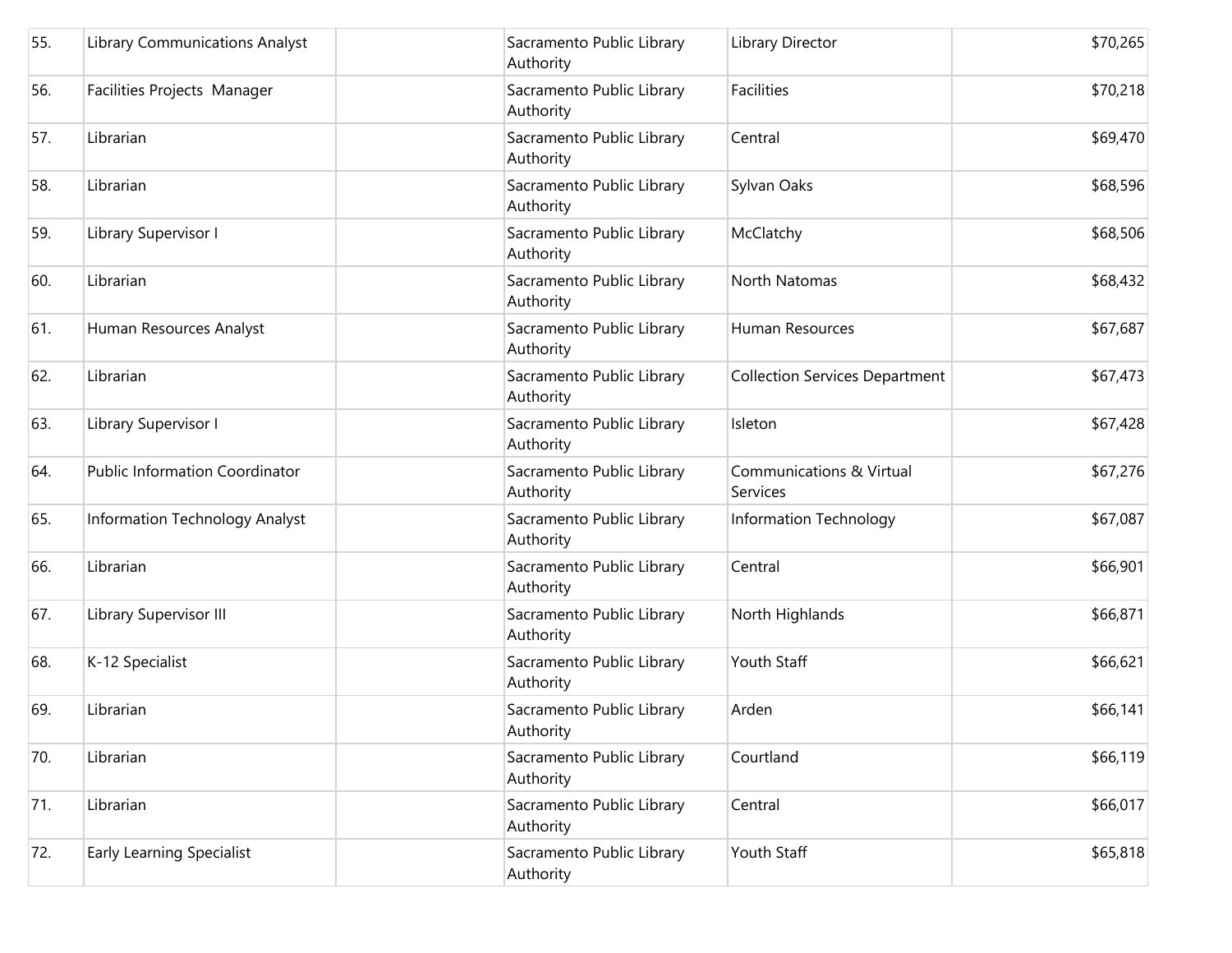| | | | | | |
|---|---|---|---|---|---|
| 55. | Library Communications Analyst | | Sacramento Public Library Authority | Library Director | $70,265 |
| 56. | Facilities Projects Manager | | Sacramento Public Library Authority | Facilities | $70,218 |
| 57. | Librarian | | Sacramento Public Library Authority | Central | $69,470 |
| 58. | Librarian | | Sacramento Public Library Authority | Sylvan Oaks | $68,596 |
| 59. | Library Supervisor I | | Sacramento Public Library Authority | McClatchy | $68,506 |
| 60. | Librarian | | Sacramento Public Library Authority | North Natomas | $68,432 |
| 61. | Human Resources Analyst | | Sacramento Public Library Authority | Human Resources | $67,687 |
| 62. | Librarian | | Sacramento Public Library Authority | Collection Services Department | $67,473 |
| 63. | Library Supervisor I | | Sacramento Public Library Authority | Isleton | $67,428 |
| 64. | Public Information Coordinator | | Sacramento Public Library Authority | Communications & Virtual Services | $67,276 |
| 65. | Information Technology Analyst | | Sacramento Public Library Authority | Information Technology | $67,087 |
| 66. | Librarian | | Sacramento Public Library Authority | Central | $66,901 |
| 67. | Library Supervisor III | | Sacramento Public Library Authority | North Highlands | $66,871 |
| 68. | K-12 Specialist | | Sacramento Public Library Authority | Youth Staff | $66,621 |
| 69. | Librarian | | Sacramento Public Library Authority | Arden | $66,141 |
| 70. | Librarian | | Sacramento Public Library Authority | Courtland | $66,119 |
| 71. | Librarian | | Sacramento Public Library Authority | Central | $66,017 |
| 72. | Early Learning Specialist | | Sacramento Public Library Authority | Youth Staff | $65,818 |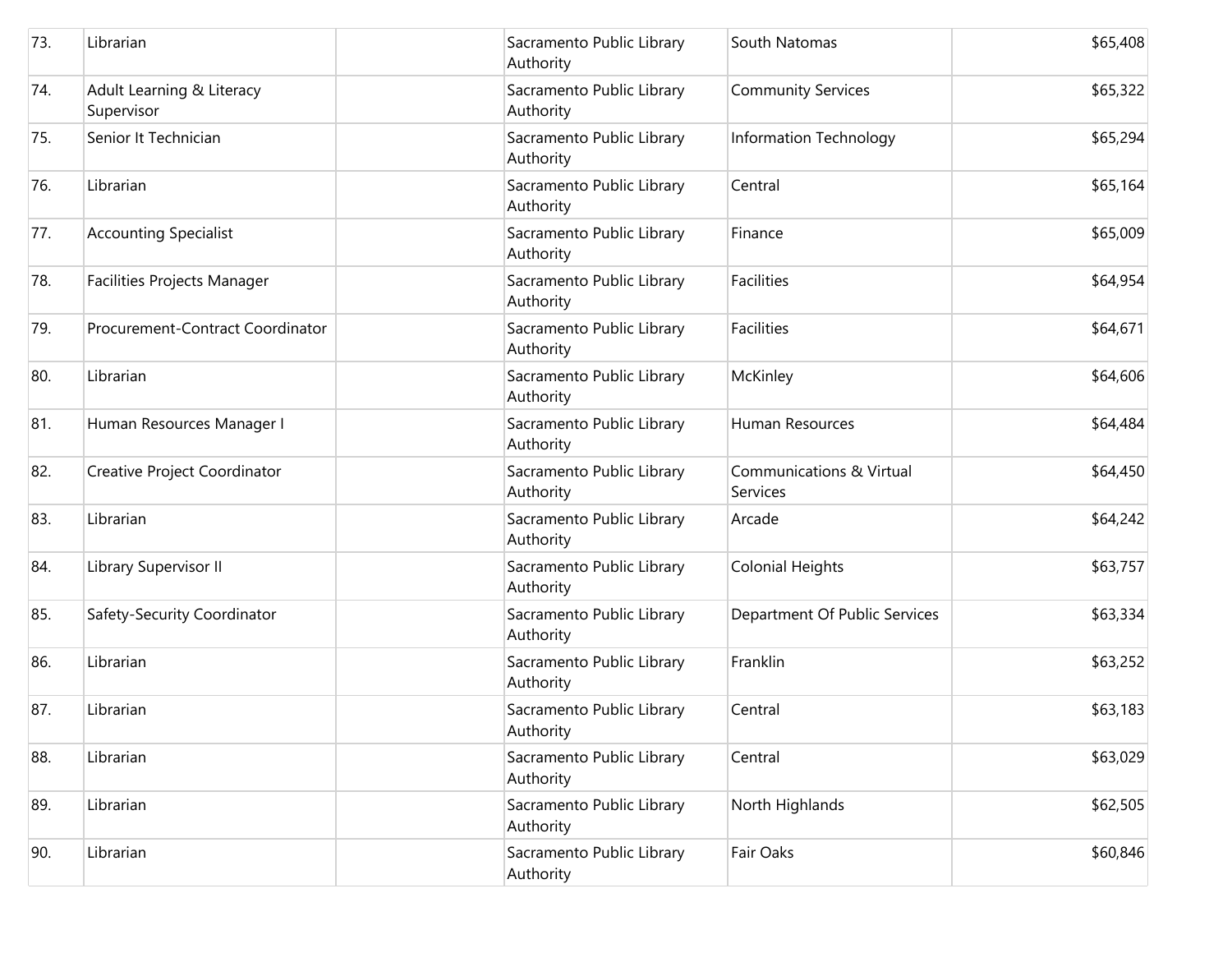| | | | | | |
|---|---|---|---|---|---|
| 73. | Librarian | | Sacramento Public Library Authority | South Natomas | $65,408 |
| 74. | Adult Learning & Literacy Supervisor | | Sacramento Public Library Authority | Community Services | $65,322 |
| 75. | Senior It Technician | | Sacramento Public Library Authority | Information Technology | $65,294 |
| 76. | Librarian | | Sacramento Public Library Authority | Central | $65,164 |
| 77. | Accounting Specialist | | Sacramento Public Library Authority | Finance | $65,009 |
| 78. | Facilities Projects Manager | | Sacramento Public Library Authority | Facilities | $64,954 |
| 79. | Procurement-Contract Coordinator | | Sacramento Public Library Authority | Facilities | $64,671 |
| 80. | Librarian | | Sacramento Public Library Authority | McKinley | $64,606 |
| 81. | Human Resources Manager I | | Sacramento Public Library Authority | Human Resources | $64,484 |
| 82. | Creative Project Coordinator | | Sacramento Public Library Authority | Communications & Virtual Services | $64,450 |
| 83. | Librarian | | Sacramento Public Library Authority | Arcade | $64,242 |
| 84. | Library Supervisor II | | Sacramento Public Library Authority | Colonial Heights | $63,757 |
| 85. | Safety-Security Coordinator | | Sacramento Public Library Authority | Department Of Public Services | $63,334 |
| 86. | Librarian | | Sacramento Public Library Authority | Franklin | $63,252 |
| 87. | Librarian | | Sacramento Public Library Authority | Central | $63,183 |
| 88. | Librarian | | Sacramento Public Library Authority | Central | $63,029 |
| 89. | Librarian | | Sacramento Public Library Authority | North Highlands | $62,505 |
| 90. | Librarian | | Sacramento Public Library Authority | Fair Oaks | $60,846 |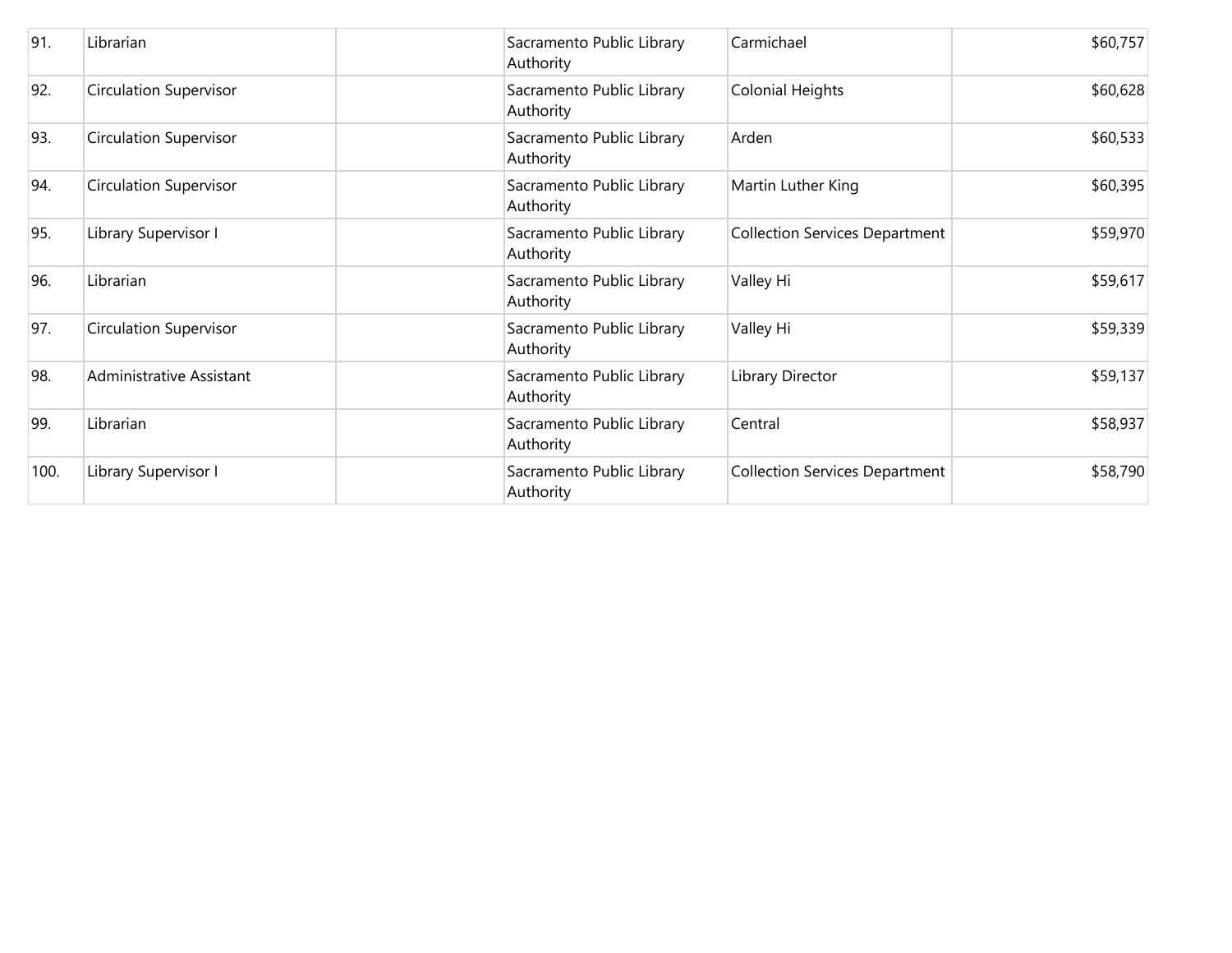| | | | | | |
|---|---|---|---|---|---|
| 91. | Librarian | | Sacramento Public Library Authority | Carmichael | $60,757 |
| 92. | Circulation Supervisor | | Sacramento Public Library Authority | Colonial Heights | $60,628 |
| 93. | Circulation Supervisor | | Sacramento Public Library Authority | Arden | $60,533 |
| 94. | Circulation Supervisor | | Sacramento Public Library Authority | Martin Luther King | $60,395 |
| 95. | Library Supervisor I | | Sacramento Public Library Authority | Collection Services Department | $59,970 |
| 96. | Librarian | | Sacramento Public Library Authority | Valley Hi | $59,617 |
| 97. | Circulation Supervisor | | Sacramento Public Library Authority | Valley Hi | $59,339 |
| 98. | Administrative Assistant | | Sacramento Public Library Authority | Library Director | $59,137 |
| 99. | Librarian | | Sacramento Public Library Authority | Central | $58,937 |
| 100. | Library Supervisor I | | Sacramento Public Library Authority | Collection Services Department | $58,790 |